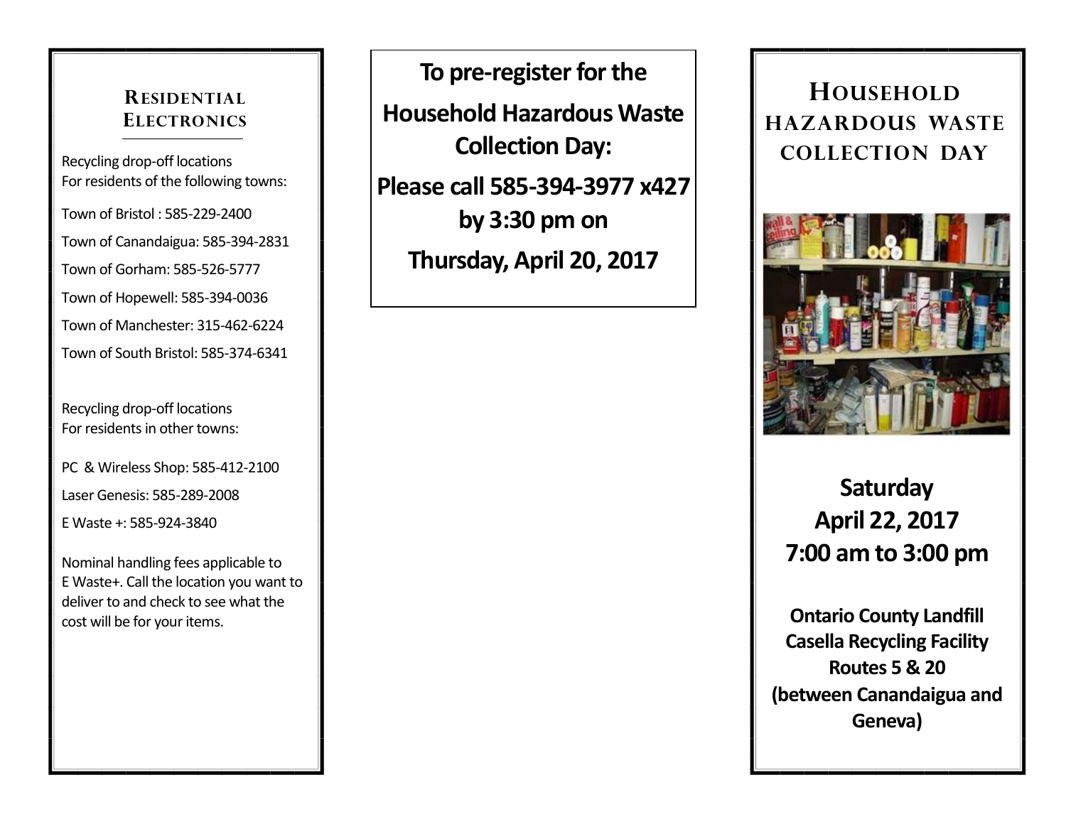## Residential Electronics

Recycling drop-off locations
For residents of the following towns:

Town of Bristol : 585-229-2400

Town of Canandaigua: 585-394-2831

Town of Gorham: 585-526-5777

Town of Hopewell: 585-394-0036

Town of Manchester: 315-462-6224

Town of South Bristol: 585-374-6341

Recycling drop-off locations
For residents in other towns:

PC & Wireless Shop: 585-412-2100

Laser Genesis: 585-289-2008

E Waste +: 585-924-3840

Nominal handling fees applicable to E Waste+. Call the location you want to deliver to and check to see what the cost will be for your items.

**To pre-register for the Household Hazardous Waste Collection Day:**

**Please call 585-394-3977 x427 by 3:30 pm on Thursday, April 20, 2017**

# Household Hazardous Waste Collection Day

**Saturday**
**April 22, 2017**
**7:00 am to 3:00 pm**

**Ontario County Landfill**
**Casella Recycling Facility**
**Routes 5 & 20**
**(between Canandaigua and Geneva)**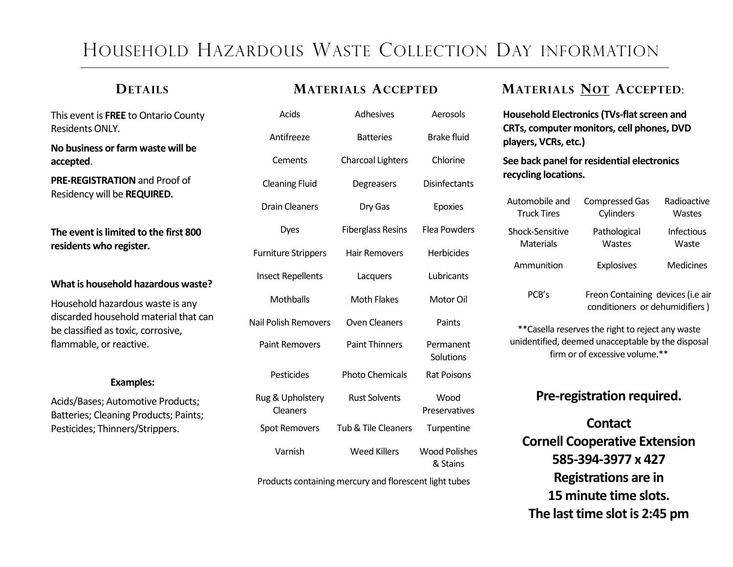# Household Hazardous Waste Collection Day information

## Details

This event is **FREE** to Ontario County Residents ONLY.

**No business or farm waste will be accepted**.

**PRE-REGISTRATION** and Proof of Residency will be **REQUIRED.**

**The event is limited to the first 800 residents who register.**

**What is household hazardous waste?**

Household hazardous waste is any discarded household material that can be classified as toxic, corrosive, flammable, or reactive.

**Examples:**

Acids/Bases; Automotive Products; Batteries; Cleaning Products; Paints; Pesticides; Thinners/Strippers.

## Materials Accepted

| | | |
|---|---|---|
| Acids | Adhesives | Aerosols |
| Antifreeze | Batteries | Brake fluid |
| Cements | Charcoal Lighters | Chlorine |
| Cleaning Fluid | Degreasers | Disinfectants |
| Drain Cleaners | Dry Gas | Epoxies |
| Dyes | Fiberglass Resins | Flea Powders |
| Furniture Strippers | Hair Removers | Herbicides |
| Insect Repellents | Lacquers | Lubricants |
| Mothballs | Moth Flakes | Motor Oil |
| Nail Polish Removers | Oven Cleaners | Paints |
| Paint Removers | Paint Thinners | Permanent Solutions |
| Pesticides | Photo Chemicals | Rat Poisons |
| Rug & Upholstery Cleaners | Rust Solvents | Wood Preservatives |
| Spot Removers | Tub & Tile Cleaners | Turpentine |
| Varnish | Weed Killers | Wood Polishes & Stains |

Products containing mercury and florescent light tubes

## Materials Not Accepted:

**Household Electronics (TVs-flat screen and CRTs, computer monitors, cell phones, DVD players, VCRs, etc.)**

**See back panel for residential electronics recycling locations.**

| | | |
|---|---|---|
| Automobile and Truck Tires | Compressed Gas Cylinders | Radioactive Wastes |
| Shock-Sensitive Materials | Pathological Wastes | Infectious Waste |
| Ammunition | Explosives | Medicines |
| PCB's | Freon Containing devices (i.e air conditioners or dehumidifiers ) | |

**Casella reserves the right to reject any waste unidentified, deemed unacceptable by the disposal firm or of excessive volume.**

**Pre-registration required.**

**Contact**
**Cornell Cooperative Extension**
**585-394-3977 x 427**
**Registrations are in 15 minute time slots.**
**The last time slot is 2:45 pm**